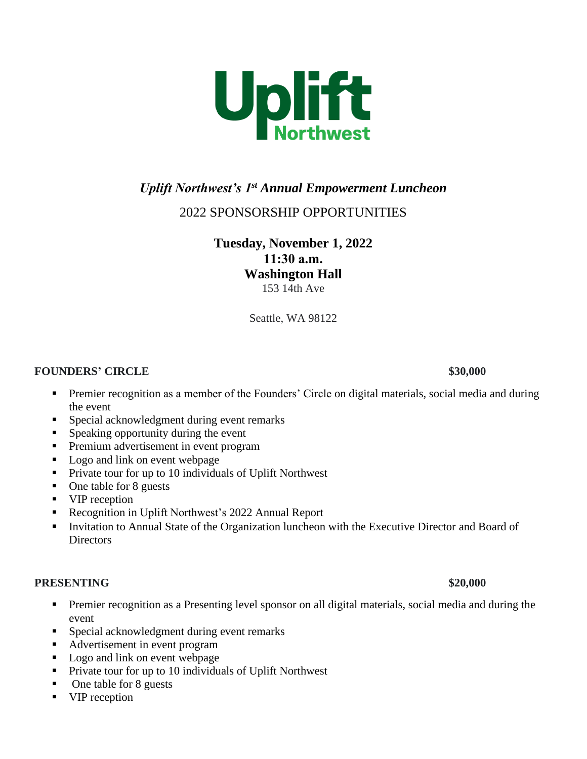Uplift Northwest

*Uplift Northwest's 1st Annual Empowerment Luncheon*

2022 SPONSORSHIP OPPORTUNITIES

**Tuesday, November 1, 2022**
**11:30 a.m.**
**Washington Hall**
153 14th Ave

Seattle, WA 98122

**FOUNDERS' CIRCLE** **$30,000**

- Premier recognition as a member of the Founders' Circle on digital materials, social media and during the event
- Special acknowledgment during event remarks
- Speaking opportunity during the event
- Premium advertisement in event program
- Logo and link on event webpage
- Private tour for up to 10 individuals of Uplift Northwest
- One table for 8 guests
- VIP reception
- Recognition in Uplift Northwest's 2022 Annual Report
- Invitation to Annual State of the Organization luncheon with the Executive Director and Board of Directors

**PRESENTING** **$20,000**

- Premier recognition as a Presenting level sponsor on all digital materials, social media and during the event
- Special acknowledgment during event remarks
- Advertisement in event program
- Logo and link on event webpage
- Private tour for up to 10 individuals of Uplift Northwest
- One table for 8 guests
- VIP reception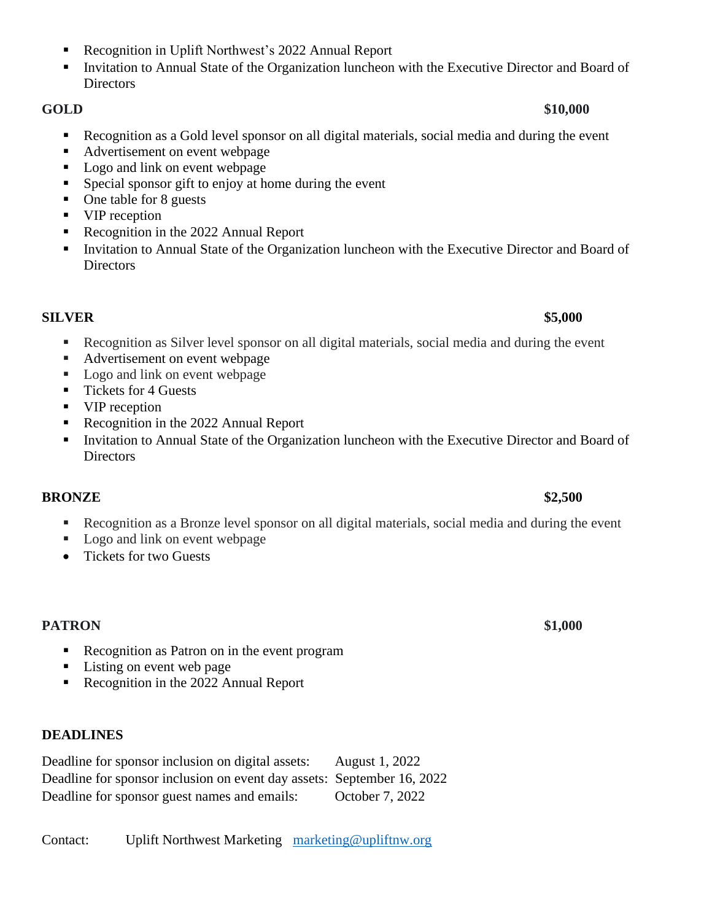- Recognition in Uplift Northwest's 2022 Annual Report
- Invitation to Annual State of the Organization luncheon with the Executive Director and Board of Directors

**GOLD** **$10,000**

- Recognition as a Gold level sponsor on all digital materials, social media and during the event
- Advertisement on event webpage
- Logo and link on event webpage
- Special sponsor gift to enjoy at home during the event
- One table for 8 guests
- VIP reception
- Recognition in the 2022 Annual Report
- Invitation to Annual State of the Organization luncheon with the Executive Director and Board of Directors

**SILVER** **$5,000**

- Recognition as Silver level sponsor on all digital materials, social media and during the event
- Advertisement on event webpage
- Logo and link on event webpage
- Tickets for 4 Guests
- VIP reception
- Recognition in the 2022 Annual Report
- Invitation to Annual State of the Organization luncheon with the Executive Director and Board of Directors

**BRONZE** **$2,500**

- Recognition as a Bronze level sponsor on all digital materials, social media and during the event
- Logo and link on event webpage
- Tickets for two Guests

**PATRON** **$1,000**

- Recognition as Patron on in the event program
- Listing on event web page
- Recognition in the 2022 Annual Report

**DEADLINES**

| | |
|---|---|
| Deadline for sponsor inclusion on digital assets: | August 1, 2022 |
| Deadline for sponsor inclusion on event day assets: | September 16, 2022 |
| Deadline for sponsor guest names and emails: | October 7, 2022 |

Contact: Uplift Northwest Marketing marketing@upliftnw.org